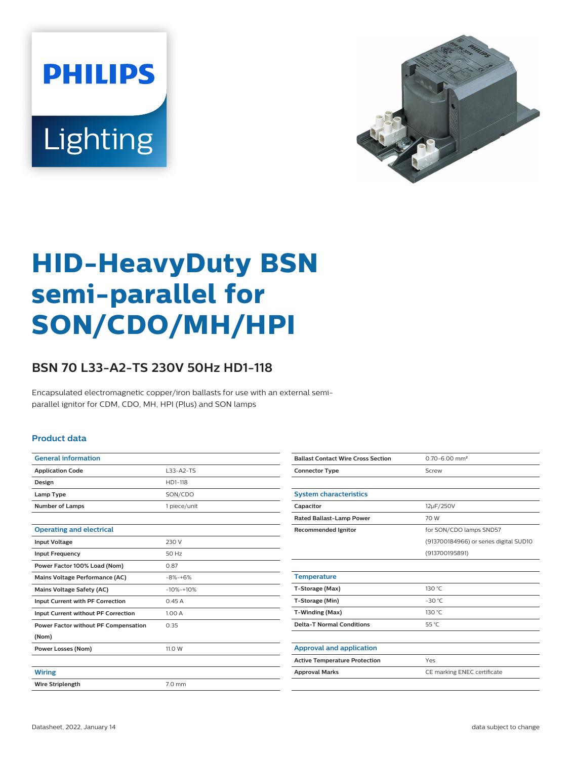PHILIPS

Lighting

# HID-HeavyDuty BSN semi-parallel for SON/CDO/MH/HPI

## BSN 70 L33-A2-TS 230V 50Hz HD1-118

Encapsulated electromagnetic copper/iron ballasts for use with an external semi-parallel ignitor for CDM, CDO, MH, HPI (Plus) and SON lamps

### Product data

| General information | |
|---|---|
| Application Code | L33-A2-TS |
| Design | HD1-118 |
| Lamp Type | SON/CDO |
| Number of Lamps | 1 piece/unit |

| Operating and electrical | |
|---|---|
| Input Voltage | 230 V |
| Input Frequency | 50 Hz |
| Power Factor 100% Load (Nom) | 0.87 |
| Mains Voltage Performance (AC) | -8%-+6% |
| Mains Voltage Safety (AC) | -10%-+10% |
| Input Current with PF Correction | 0.45 A |
| Input Current without PF Correction | 1.00 A |
| Power Factor without PF Compensation (Nom) | 0.35 |
| Power Losses (Nom) | 11.0 W |

| Wiring | |
|---|---|
| Wire Striplength | 7.0 mm |
| Ballast Contact Wire Cross Section | 0.70-6.00 mm² |
| Connector Type | Screw |

| System characteristics | |
|---|---|
| Capacitor | 12µF/250V |
| Rated Ballast-Lamp Power | 70 W |
| Recommended Ignitor | for SON/CDO lamps SND57 (913700184966) or series digital SUD10 (913700195891) |

| Temperature | |
|---|---|
| T-Storage (Max) | 130 °C |
| T-Storage (Min) | -30 °C |
| T-Winding (Max) | 130 °C |
| Delta-T Normal Conditions | 55 °C |

| Approval and application | |
|---|---|
| Active Temperature Protection | Yes |
| Approval Marks | CE marking ENEC certificate |

Datasheet, 2022, January 14 data subject to change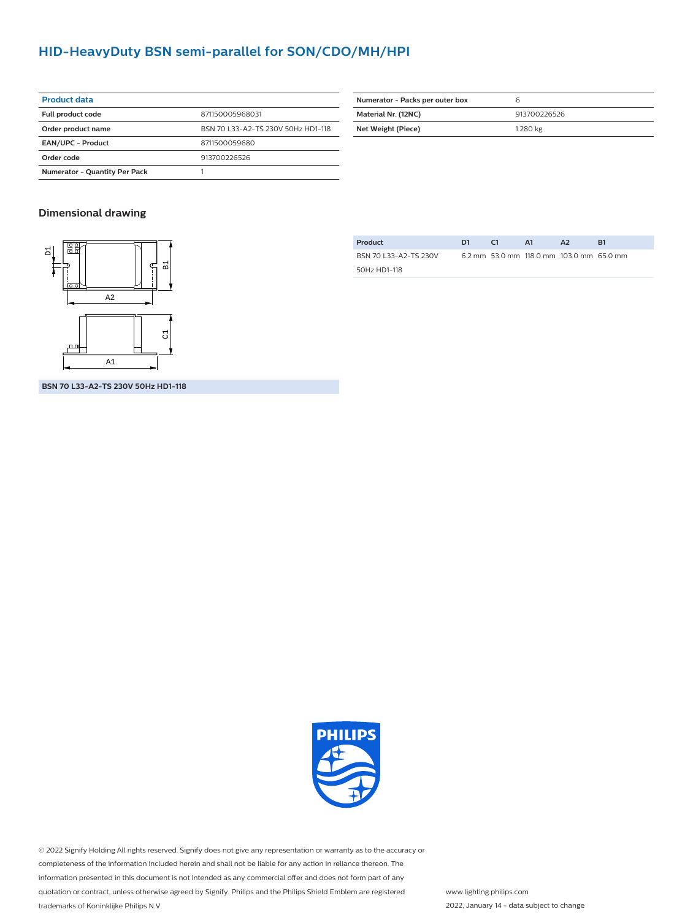# HID-HeavyDuty BSN semi-parallel for SON/CDO/MH/HPI

| Product data | |
|---|---|
| Full product code | 871150005968031 |
| Order product name | BSN 70 L33-A2-TS 230V 50Hz HD1-118 |
| EAN/UPC - Product | 8711500059680 |
| Order code | 913700226526 |
| Numerator - Quantity Per Pack | 1 |
| Numerator - Packs per outer box | 6 |
| Material Nr. (12NC) | 913700226526 |
| Net Weight (Piece) | 1.280 kg |

## Dimensional drawing

D1
B1
A2
C1
A1

BSN 70 L33-A2-TS 230V 50Hz HD1-118

| Product | D1 | C1 | A1 | A2 | B1 |
|---|---|---|---|---|---|
| BSN 70 L33-A2-TS 230V 50Hz HD1-118 | 6.2 mm | 53.0 mm | 118.0 mm | 103.0 mm | 65.0 mm |

© 2022 Signify Holding All rights reserved. Signify does not give any representation or warranty as to the accuracy or completeness of the information included herein and shall not be liable for any action in reliance thereon. The information presented in this document is not intended as any commercial offer and does not form part of any quotation or contract, unless otherwise agreed by Signify. Philips and the Philips Shield Emblem are registered trademarks of Koninklijke Philips N.V.

www.lighting.philips.com

2022, January 14 - data subject to change